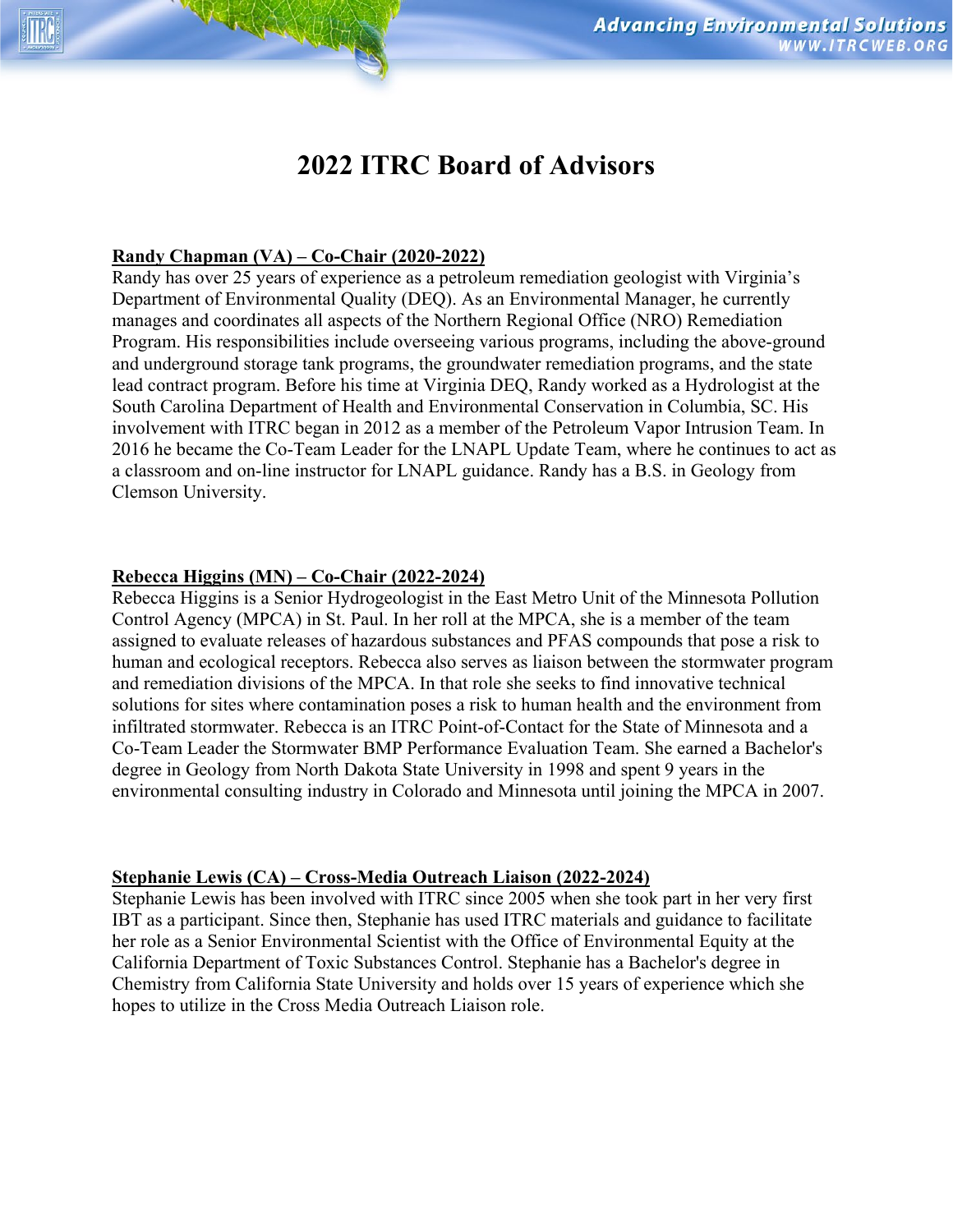# 2022 ITRC Board of Advisors

**Randy Chapman (VA) – Co-Chair (2020-2022)**

Randy has over 25 years of experience as a petroleum remediation geologist with Virginia's Department of Environmental Quality (DEQ). As an Environmental Manager, he currently manages and coordinates all aspects of the Northern Regional Office (NRO) Remediation Program. His responsibilities include overseeing various programs, including the above-ground and underground storage tank programs, the groundwater remediation programs, and the state lead contract program. Before his time at Virginia DEQ, Randy worked as a Hydrologist at the South Carolina Department of Health and Environmental Conservation in Columbia, SC. His involvement with ITRC began in 2012 as a member of the Petroleum Vapor Intrusion Team. In 2016 he became the Co-Team Leader for the LNAPL Update Team, where he continues to act as a classroom and on-line instructor for LNAPL guidance. Randy has a B.S. in Geology from Clemson University.

**Rebecca Higgins (MN) – Co-Chair (2022-2024)**

Rebecca Higgins is a Senior Hydrogeologist in the East Metro Unit of the Minnesota Pollution Control Agency (MPCA) in St. Paul. In her roll at the MPCA, she is a member of the team assigned to evaluate releases of hazardous substances and PFAS compounds that pose a risk to human and ecological receptors. Rebecca also serves as liaison between the stormwater program and remediation divisions of the MPCA. In that role she seeks to find innovative technical solutions for sites where contamination poses a risk to human health and the environment from infiltrated stormwater. Rebecca is an ITRC Point-of-Contact for the State of Minnesota and a Co-Team Leader the Stormwater BMP Performance Evaluation Team. She earned a Bachelor's degree in Geology from North Dakota State University in 1998 and spent 9 years in the environmental consulting industry in Colorado and Minnesota until joining the MPCA in 2007.

**Stephanie Lewis (CA) – Cross-Media Outreach Liaison (2022-2024)**

Stephanie Lewis has been involved with ITRC since 2005 when she took part in her very first IBT as a participant. Since then, Stephanie has used ITRC materials and guidance to facilitate her role as a Senior Environmental Scientist with the Office of Environmental Equity at the California Department of Toxic Substances Control. Stephanie has a Bachelor's degree in Chemistry from California State University and holds over 15 years of experience which she hopes to utilize in the Cross Media Outreach Liaison role.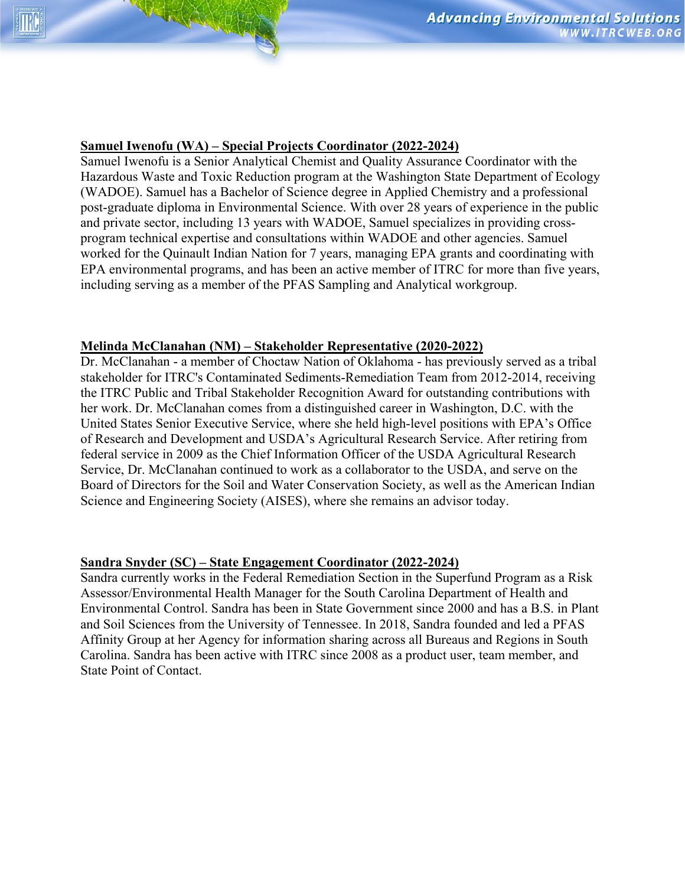**Samuel Iwenofu (WA) – Special Projects Coordinator (2022-2024)**

Samuel Iwenofu is a Senior Analytical Chemist and Quality Assurance Coordinator with the Hazardous Waste and Toxic Reduction program at the Washington State Department of Ecology (WADOE). Samuel has a Bachelor of Science degree in Applied Chemistry and a professional post-graduate diploma in Environmental Science. With over 28 years of experience in the public and private sector, including 13 years with WADOE, Samuel specializes in providing cross-program technical expertise and consultations within WADOE and other agencies. Samuel worked for the Quinault Indian Nation for 7 years, managing EPA grants and coordinating with EPA environmental programs, and has been an active member of ITRC for more than five years, including serving as a member of the PFAS Sampling and Analytical workgroup.

**Melinda McClanahan (NM) – Stakeholder Representative (2020-2022)**

Dr. McClanahan - a member of Choctaw Nation of Oklahoma - has previously served as a tribal stakeholder for ITRC's Contaminated Sediments-Remediation Team from 2012-2014, receiving the ITRC Public and Tribal Stakeholder Recognition Award for outstanding contributions with her work. Dr. McClanahan comes from a distinguished career in Washington, D.C. with the United States Senior Executive Service, where she held high-level positions with EPA's Office of Research and Development and USDA's Agricultural Research Service. After retiring from federal service in 2009 as the Chief Information Officer of the USDA Agricultural Research Service, Dr. McClanahan continued to work as a collaborator to the USDA, and serve on the Board of Directors for the Soil and Water Conservation Society, as well as the American Indian Science and Engineering Society (AISES), where she remains an advisor today.

**Sandra Snyder (SC) – State Engagement Coordinator (2022-2024)**

Sandra currently works in the Federal Remediation Section in the Superfund Program as a Risk Assessor/Environmental Health Manager for the South Carolina Department of Health and Environmental Control. Sandra has been in State Government since 2000 and has a B.S. in Plant and Soil Sciences from the University of Tennessee. In 2018, Sandra founded and led a PFAS Affinity Group at her Agency for information sharing across all Bureaus and Regions in South Carolina. Sandra has been active with ITRC since 2008 as a product user, team member, and State Point of Contact.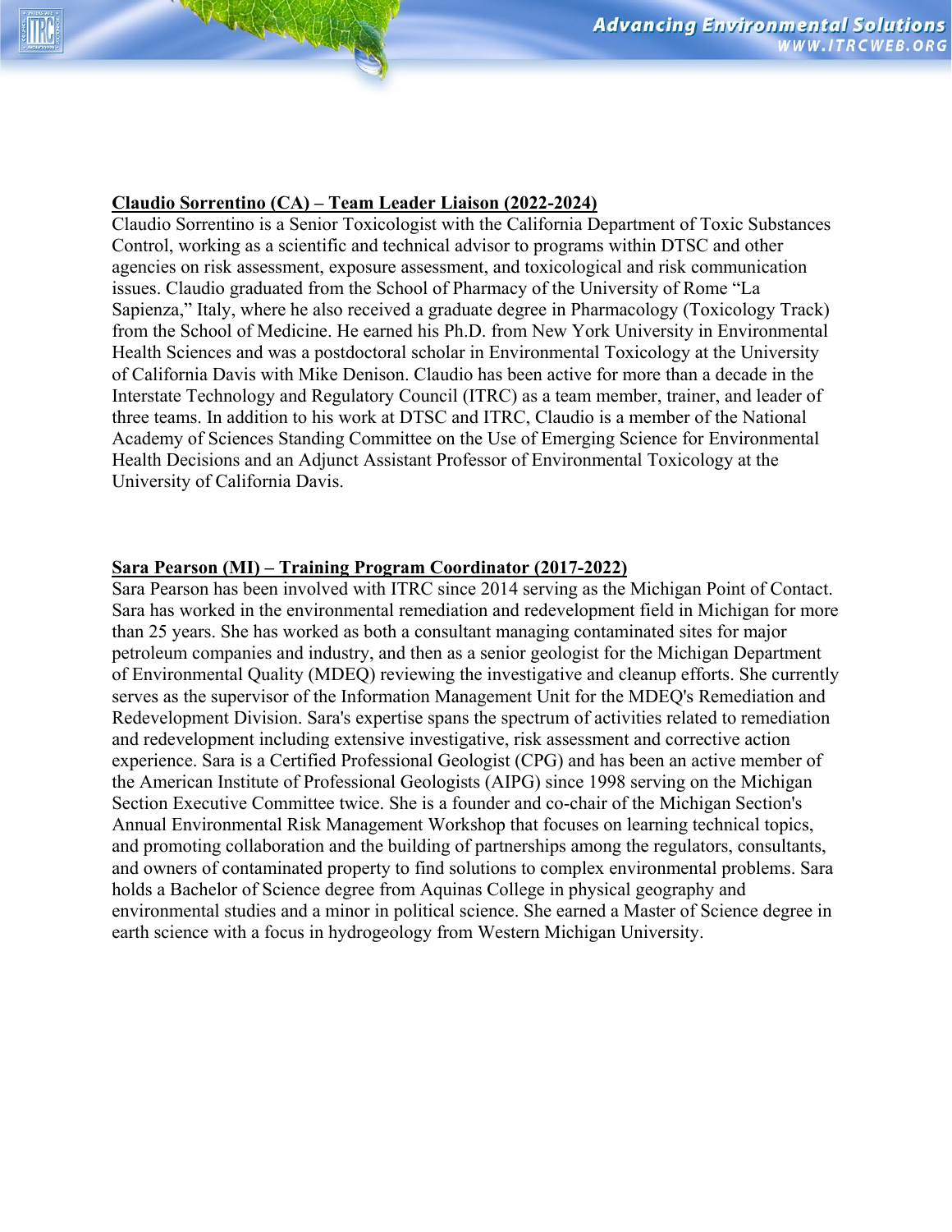**Claudio Sorrentino (CA) – Team Leader Liaison (2022-2024)**

Claudio Sorrentino is a Senior Toxicologist with the California Department of Toxic Substances Control, working as a scientific and technical advisor to programs within DTSC and other agencies on risk assessment, exposure assessment, and toxicological and risk communication issues. Claudio graduated from the School of Pharmacy of the University of Rome "La Sapienza," Italy, where he also received a graduate degree in Pharmacology (Toxicology Track) from the School of Medicine. He earned his Ph.D. from New York University in Environmental Health Sciences and was a postdoctoral scholar in Environmental Toxicology at the University of California Davis with Mike Denison. Claudio has been active for more than a decade in the Interstate Technology and Regulatory Council (ITRC) as a team member, trainer, and leader of three teams. In addition to his work at DTSC and ITRC, Claudio is a member of the National Academy of Sciences Standing Committee on the Use of Emerging Science for Environmental Health Decisions and an Adjunct Assistant Professor of Environmental Toxicology at the University of California Davis.

**Sara Pearson (MI) – Training Program Coordinator (2017-2022)**

Sara Pearson has been involved with ITRC since 2014 serving as the Michigan Point of Contact. Sara has worked in the environmental remediation and redevelopment field in Michigan for more than 25 years. She has worked as both a consultant managing contaminated sites for major petroleum companies and industry, and then as a senior geologist for the Michigan Department of Environmental Quality (MDEQ) reviewing the investigative and cleanup efforts. She currently serves as the supervisor of the Information Management Unit for the MDEQ's Remediation and Redevelopment Division. Sara's expertise spans the spectrum of activities related to remediation and redevelopment including extensive investigative, risk assessment and corrective action experience. Sara is a Certified Professional Geologist (CPG) and has been an active member of the American Institute of Professional Geologists (AIPG) since 1998 serving on the Michigan Section Executive Committee twice. She is a founder and co-chair of the Michigan Section's Annual Environmental Risk Management Workshop that focuses on learning technical topics, and promoting collaboration and the building of partnerships among the regulators, consultants, and owners of contaminated property to find solutions to complex environmental problems. Sara holds a Bachelor of Science degree from Aquinas College in physical geography and environmental studies and a minor in political science. She earned a Master of Science degree in earth science with a focus in hydrogeology from Western Michigan University.